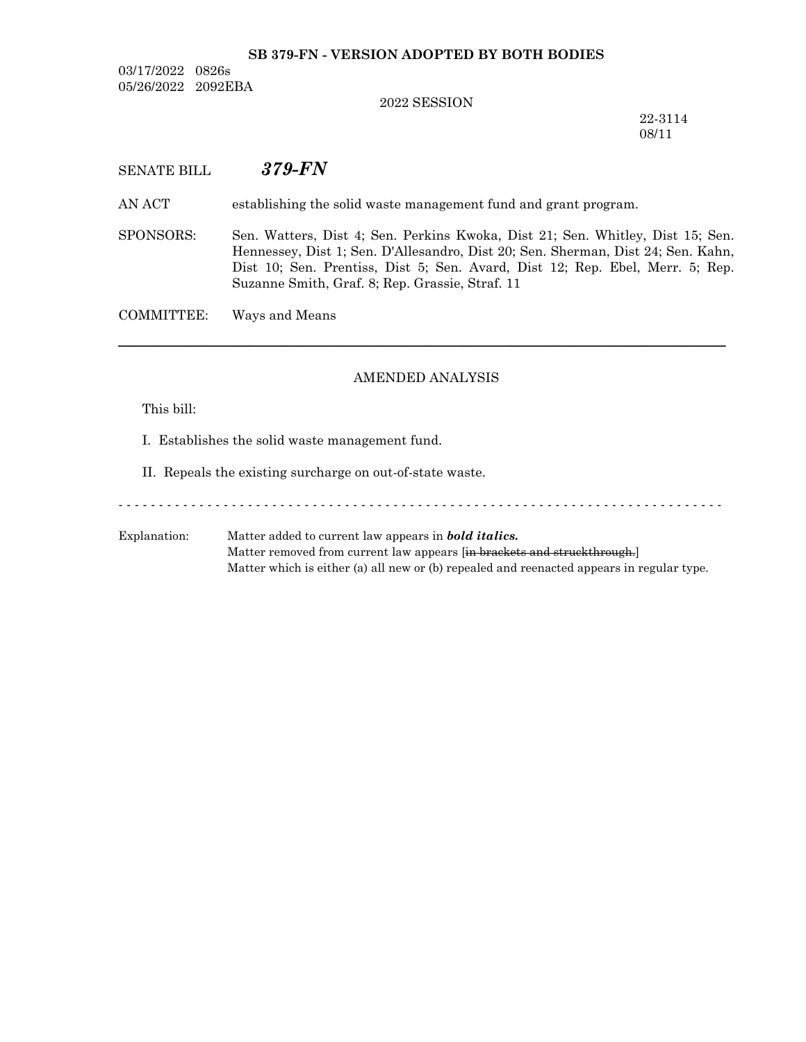**SB 379-FN - VERSION ADOPTED BY BOTH BODIES**

03/17/2022 0826s
05/26/2022 2092EBA

2022 SESSION

22-3114
08/11

SENATE BILL ***379-FN***

AN ACT establishing the solid waste management fund and grant program.

SPONSORS: Sen. Watters, Dist 4; Sen. Perkins Kwoka, Dist 21; Sen. Whitley, Dist 15; Sen. Hennessey, Dist 1; Sen. D'Allesandro, Dist 20; Sen. Sherman, Dist 24; Sen. Kahn, Dist 10; Sen. Prentiss, Dist 5; Sen. Avard, Dist 12; Rep. Ebel, Merr. 5; Rep. Suzanne Smith, Graf. 8; Rep. Grassie, Straf. 11

COMMITTEE: Ways and Means

---

AMENDED ANALYSIS

This bill:

I. Establishes the solid waste management fund.

II. Repeals the existing surcharge on out-of-state waste.

- - - - - - - - - - - - - - - - - - - - - - - - - - - - - - - - - - - - - - - - - - - - - - - - - - - - - - - - - - - - - - - - - - - - - - - - - -

Explanation: Matter added to current law appears in ***bold italics.***
Matter removed from current law appears [~~in brackets and struckthrough.~~]
Matter which is either (a) all new or (b) repealed and reenacted appears in regular type.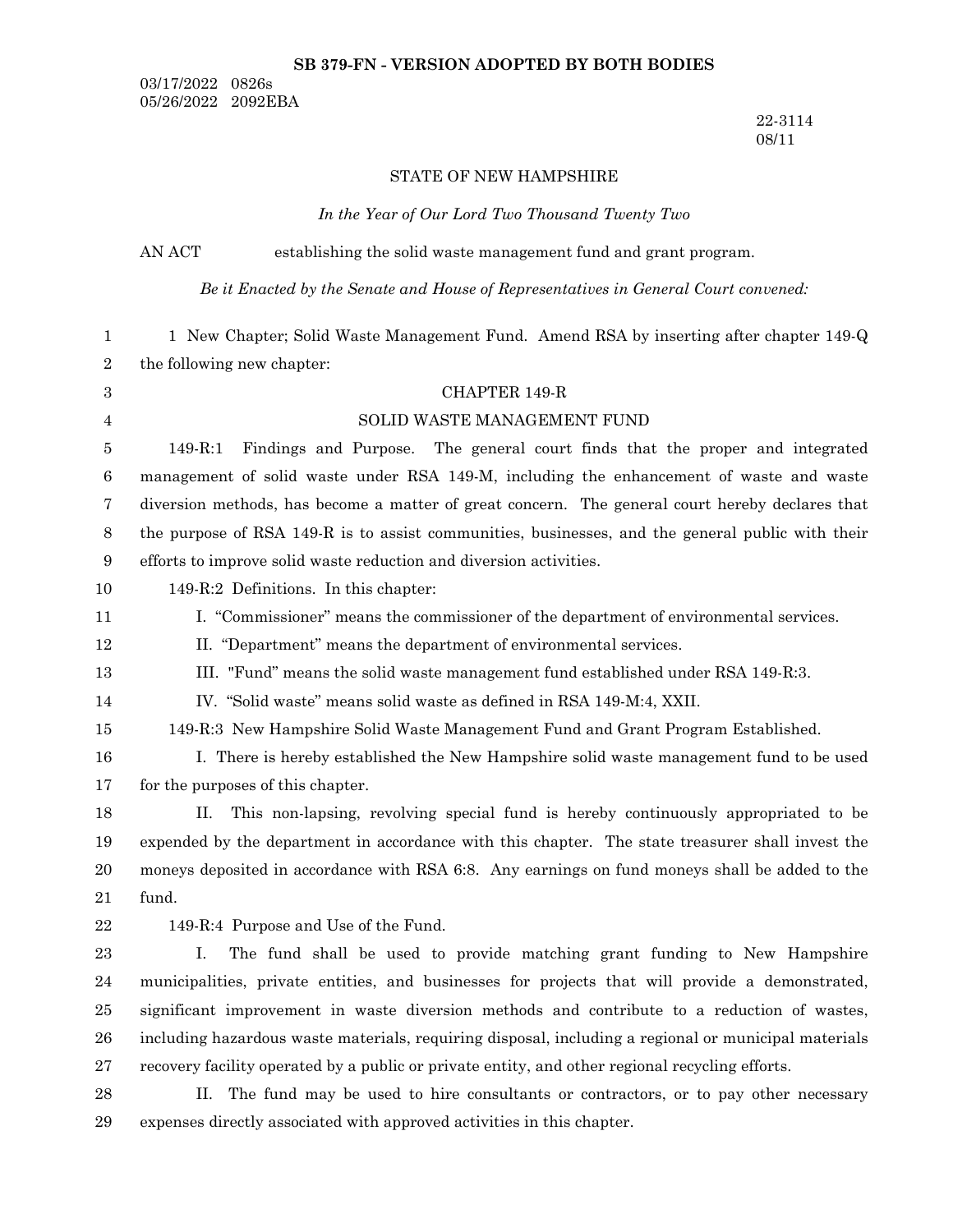**SB 379-FN - VERSION ADOPTED BY BOTH BODIES**

03/17/2022 0826s
05/26/2022 2092EBA

22-3114
08/11

STATE OF NEW HAMPSHIRE

*In the Year of Our Lord Two Thousand Twenty Two*

AN ACT establishing the solid waste management fund and grant program.

*Be it Enacted by the Senate and House of Representatives in General Court convened:*

1 New Chapter; Solid Waste Management Fund. Amend RSA by inserting after chapter 149-Q the following new chapter:

CHAPTER 149-R

SOLID WASTE MANAGEMENT FUND

149-R:1 Findings and Purpose. The general court finds that the proper and integrated management of solid waste under RSA 149-M, including the enhancement of waste and waste diversion methods, has become a matter of great concern. The general court hereby declares that the purpose of RSA 149-R is to assist communities, businesses, and the general public with their efforts to improve solid waste reduction and diversion activities.

149-R:2 Definitions. In this chapter:

I. "Commissioner" means the commissioner of the department of environmental services.

II. "Department" means the department of environmental services.

III. "Fund" means the solid waste management fund established under RSA 149-R:3.

IV. "Solid waste" means solid waste as defined in RSA 149-M:4, XXII.

149-R:3 New Hampshire Solid Waste Management Fund and Grant Program Established.

I. There is hereby established the New Hampshire solid waste management fund to be used for the purposes of this chapter.

II. This non-lapsing, revolving special fund is hereby continuously appropriated to be expended by the department in accordance with this chapter. The state treasurer shall invest the moneys deposited in accordance with RSA 6:8. Any earnings on fund moneys shall be added to the fund.

149-R:4 Purpose and Use of the Fund.

I. The fund shall be used to provide matching grant funding to New Hampshire municipalities, private entities, and businesses for projects that will provide a demonstrated, significant improvement in waste diversion methods and contribute to a reduction of wastes, including hazardous waste materials, requiring disposal, including a regional or municipal materials recovery facility operated by a public or private entity, and other regional recycling efforts.

II. The fund may be used to hire consultants or contractors, or to pay other necessary expenses directly associated with approved activities in this chapter.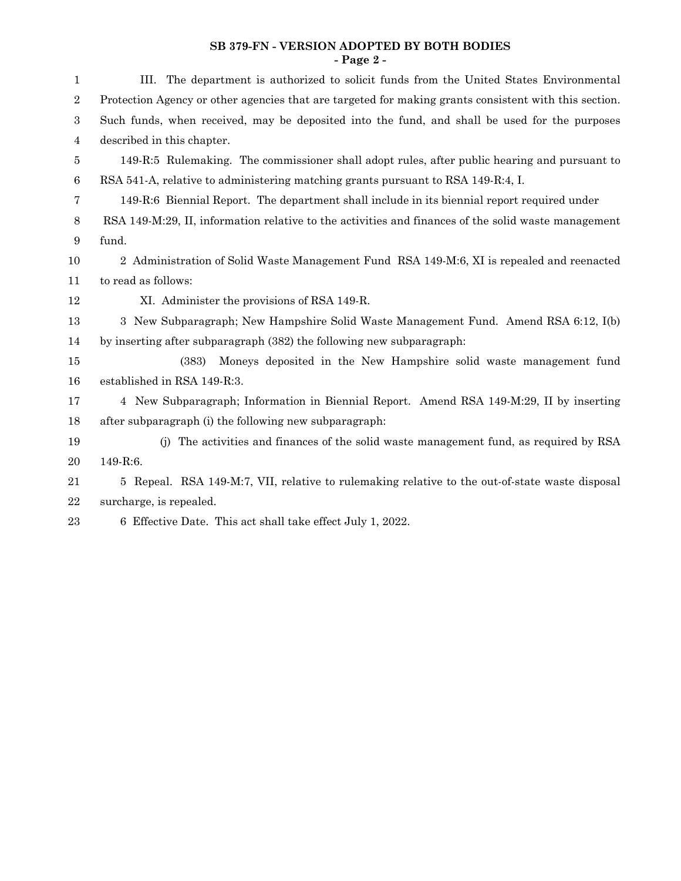III. The department is authorized to solicit funds from the United States Environmental Protection Agency or other agencies that are targeted for making grants consistent with this section. Such funds, when received, may be deposited into the fund, and shall be used for the purposes described in this chapter.

149-R:5 Rulemaking. The commissioner shall adopt rules, after public hearing and pursuant to RSA 541-A, relative to administering matching grants pursuant to RSA 149-R:4, I.

149-R:6 Biennial Report. The department shall include in its biennial report required under RSA 149-M:29, II, information relative to the activities and finances of the solid waste management fund.

2 Administration of Solid Waste Management Fund RSA 149-M:6, XI is repealed and reenacted to read as follows:

XI. Administer the provisions of RSA 149-R.

3 New Subparagraph; New Hampshire Solid Waste Management Fund. Amend RSA 6:12, I(b) by inserting after subparagraph (382) the following new subparagraph:

(383) Moneys deposited in the New Hampshire solid waste management fund established in RSA 149-R:3.

4 New Subparagraph; Information in Biennial Report. Amend RSA 149-M:29, II by inserting after subparagraph (i) the following new subparagraph:

(j) The activities and finances of the solid waste management fund, as required by RSA 149-R:6.

5 Repeal. RSA 149-M:7, VII, relative to rulemaking relative to the out-of-state waste disposal surcharge, is repealed.

6 Effective Date. This act shall take effect July 1, 2022.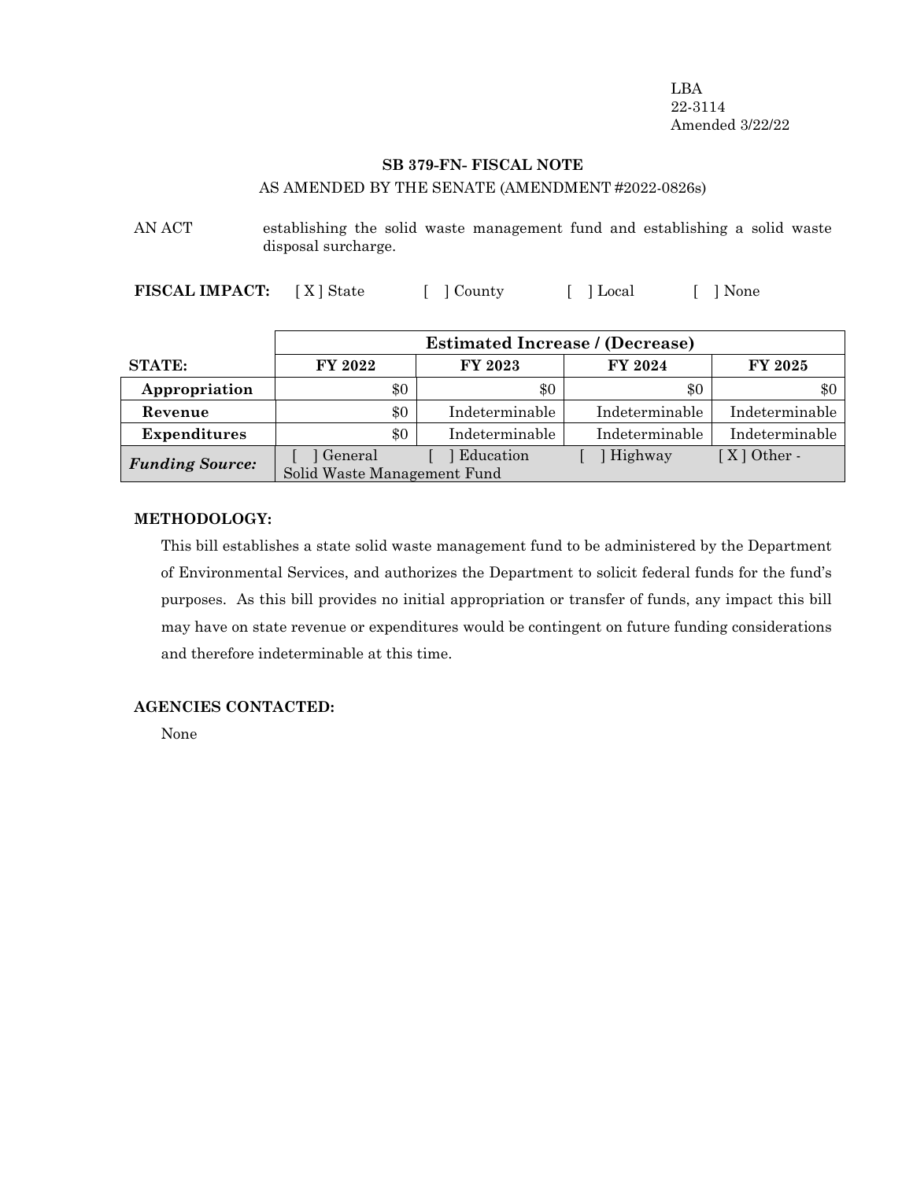LBA
22-3114
Amended 3/22/22

**SB 379-FN- FISCAL NOTE**

AS AMENDED BY THE SENATE (AMENDMENT #2022-0826s)

AN ACT establishing the solid waste management fund and establishing a solid waste disposal surcharge.

**FISCAL IMPACT:** [ X ] State [ ] County [ ] Local [ ] None

| | Estimated Increase / (Decrease) | | | |
|---|---|---|---|---|
| **STATE:** | **FY 2022** | **FY 2023** | **FY 2024** | **FY 2025** |
| **Appropriation** | $0 | $0 | $0 | $0 |
| **Revenue** | $0 | Indeterminable | Indeterminable | Indeterminable |
| **Expenditures** | $0 | Indeterminable | Indeterminable | Indeterminable |
| ***Funding Source:*** | [ ] General [ ] Education [ ] Highway [ X ] Other - Solid Waste Management Fund | | | |

**METHODOLOGY:**

This bill establishes a state solid waste management fund to be administered by the Department of Environmental Services, and authorizes the Department to solicit federal funds for the fund's purposes. As this bill provides no initial appropriation or transfer of funds, any impact this bill may have on state revenue or expenditures would be contingent on future funding considerations and therefore indeterminable at this time.

**AGENCIES CONTACTED:**

None